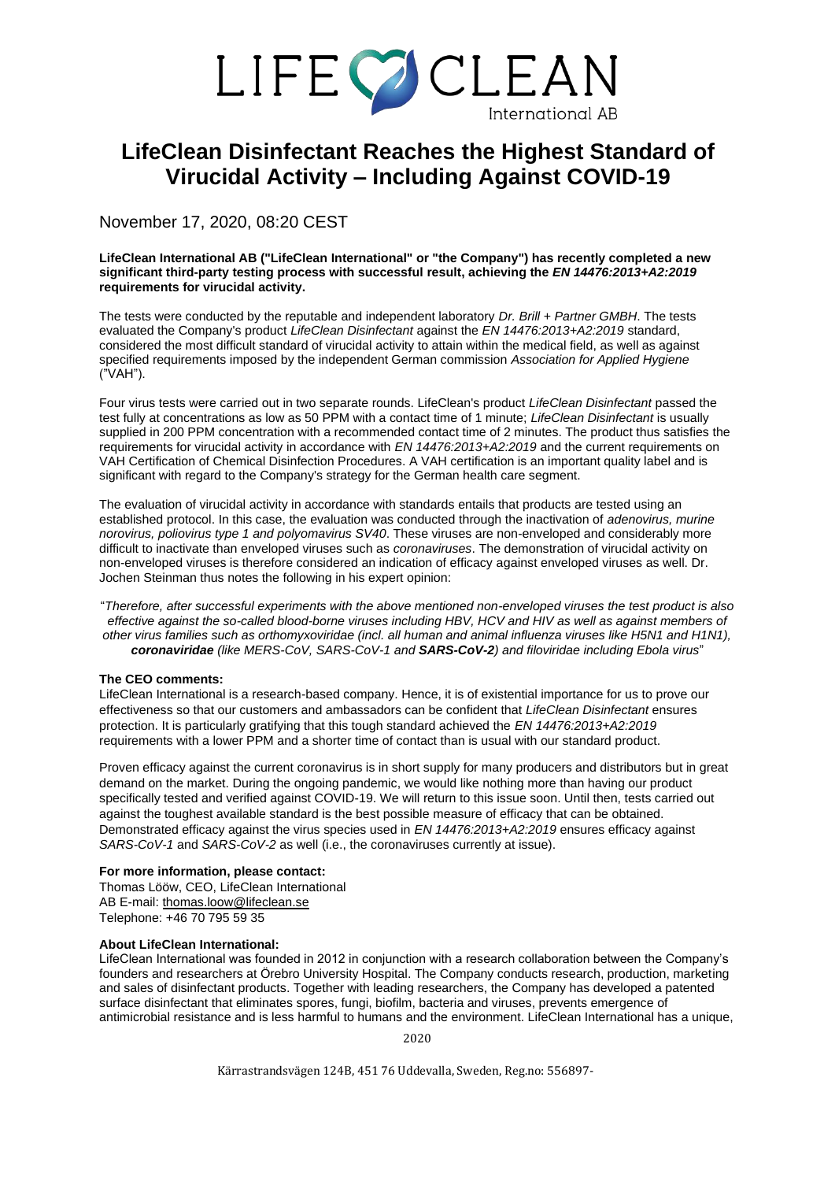# LifeClean Disinfectant Reaches the Highest Standard of Virucidal Activity – Including Against COVID-19

November 17, 2020, 08:20 CEST

**LifeClean International AB ("LifeClean International" or "the Company") has recently completed a new significant third-party testing process with successful result, achieving the *EN 14476:2013+A2:2019* requirements for virucidal activity.**

The tests were conducted by the reputable and independent laboratory *Dr. Brill + Partner GMBH*. The tests evaluated the Company's product *LifeClean Disinfectant* against the *EN 14476:2013+A2:2019* standard, considered the most difficult standard of virucidal activity to attain within the medical field, as well as against specified requirements imposed by the independent German commission *Association for Applied Hygiene* ("VAH").

Four virus tests were carried out in two separate rounds. LifeClean's product *LifeClean Disinfectant* passed the test fully at concentrations as low as 50 PPM with a contact time of 1 minute; *LifeClean Disinfectant* is usually supplied in 200 PPM concentration with a recommended contact time of 2 minutes. The product thus satisfies the requirements for virucidal activity in accordance with *EN 14476:2013+A2:2019* and the current requirements on VAH Certification of Chemical Disinfection Procedures. A VAH certification is an important quality label and is significant with regard to the Company's strategy for the German health care segment.

The evaluation of virucidal activity in accordance with standards entails that products are tested using an established protocol. In this case, the evaluation was conducted through the inactivation of *adenovirus, murine norovirus, poliovirus type 1 and polyomavirus SV40*. These viruses are non-enveloped and considerably more difficult to inactivate than enveloped viruses such as *coronaviruses*. The demonstration of virucidal activity on non-enveloped viruses is therefore considered an indication of efficacy against enveloped viruses as well. Dr. Jochen Steinman thus notes the following in his expert opinion:

"*Therefore, after successful experiments with the above mentioned non-enveloped viruses the test product is also effective against the so-called blood-borne viruses including HBV, HCV and HIV as well as against members of other virus families such as orthomyxoviridae (incl. all human and animal influenza viruses like H5N1 and H1N1), **coronaviridae** (like MERS-CoV, SARS-CoV-1 and **SARS-CoV-2**) and filoviridae including Ebola virus*"

**The CEO comments:**

LifeClean International is a research-based company. Hence, it is of existential importance for us to prove our effectiveness so that our customers and ambassadors can be confident that *LifeClean Disinfectant* ensures protection. It is particularly gratifying that this tough standard achieved the *EN 14476:2013+A2:2019* requirements with a lower PPM and a shorter time of contact than is usual with our standard product.

Proven efficacy against the current coronavirus is in short supply for many producers and distributors but in great demand on the market. During the ongoing pandemic, we would like nothing more than having our product specifically tested and verified against COVID-19. We will return to this issue soon. Until then, tests carried out against the toughest available standard is the best possible measure of efficacy that can be obtained. Demonstrated efficacy against the virus species used in *EN 14476:2013+A2:2019* ensures efficacy against *SARS-CoV-1* and *SARS-CoV-2* as well (i.e., the coronaviruses currently at issue).

**For more information, please contact:**

Thomas Lööw, CEO, LifeClean International
AB E-mail: thomas.loow@lifeclean.se
Telephone: +46 70 795 59 35

**About LifeClean International:**

LifeClean International was founded in 2012 in conjunction with a research collaboration between the Company's founders and researchers at Örebro University Hospital. The Company conducts research, production, marketing and sales of disinfectant products. Together with leading researchers, the Company has developed a patented surface disinfectant that eliminates spores, fungi, biofilm, bacteria and viruses, prevents emergence of antimicrobial resistance and is less harmful to humans and the environment. LifeClean International has a unique,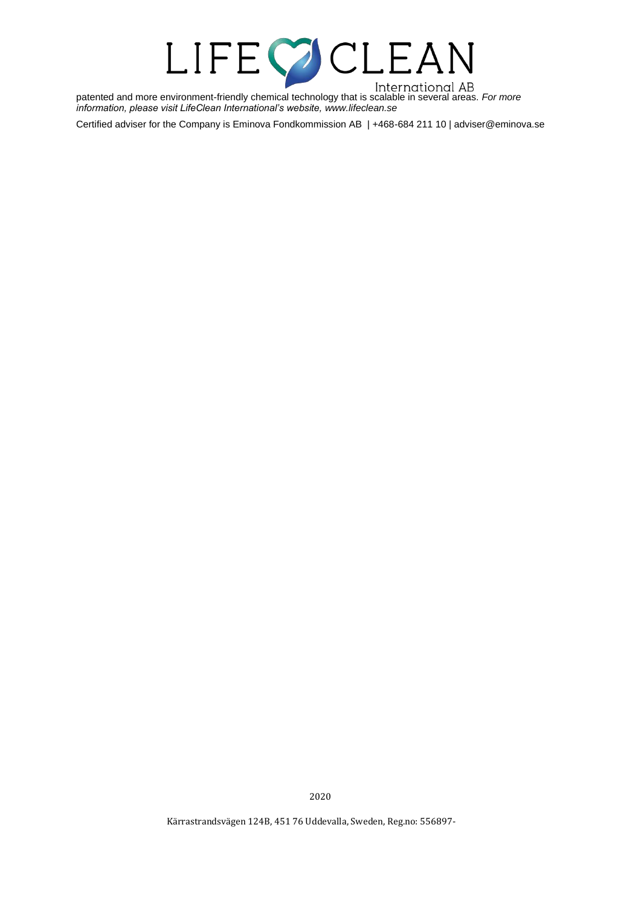patented and more environment-friendly chemical technology that is scalable in several areas. *For more information, please visit LifeClean International's website, www.lifeclean.se*

Certified adviser for the Company is Eminova Fondkommission AB | +468-684 211 10 | adviser@eminova.se